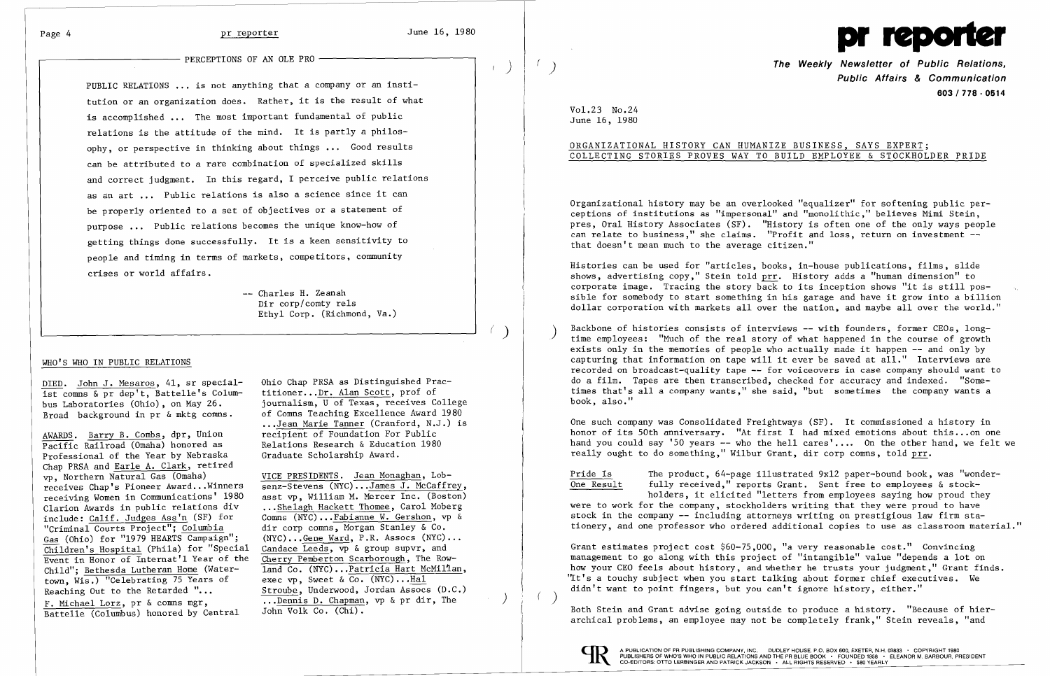## PERCEPTIONS OF AN OLE PRO

PUBLIC RELATIONS ... is not anything that a company or an institution or an organization does. Rather, it is the result of what is accomplished ... The most important fundamental of public relations is the attitude of the mind. It is partly a philosophy, or perspective in thinking about things ... Good results can be attributed to a rare combination of specialized skills and correct judgment. In this regard, I perceive public relations as an art ... Public relations is also a science since it can be properly oriented to a set of objectives or a statement of purpose ... Public relations becomes the unique know-how of getting things done successfully. It is a keen sensitivity to people and timing in terms of markets, competitors, community crises or world affairs.

-- Charles H. Zeanah
Dir corp/comty rels
Ethyl Corp. (Richmond, Va.)

## WHO'S WHO IN PUBLIC RELATIONS

DIED. John J. Mesaros, 41, sr specialist comns & pr dep't, Battelle's Columbus Laboratories (Ohio), on May 26. Broad background in pr & mktg comns.

AWARDS. Barry B. Combs, dpr, Union Pacific Railroad (Omaha) honored as Professional of the Year by Nebraska Chap PRSA and Earle A. Clark, retired vp, Northern Natural Gas (Omaha) receives Chap's Pioneer Award...Winners receiving Women in Communications' 1980 Clarion Awards in public relations div include: Calif. Judges Ass'n (SF) for "Criminal Courts Project"; Columbia Gas (Ohio) for "1979 HEARTS Campaign"; Children's Hospital (Phila) for "Special Event in Honor of Internat'l Year of the Child"; Bethesda Lutheran Home (Watertown, Wis.) "Celebrating 75 Years of Reaching Out to the Retarded "... F. Michael Lorz, pr & comns mgr, Battelle (Columbus) honored by Central Ohio Chap PRSA as Distinguished Practitioner...Dr. Alan Scott, prof of journalism, U of Texas, receives College of Comns Teaching Excellence Award 1980 ...Jean Marie Tanner (Cranford, N.J.) is recipient of Foundation For Public Relations Research & Education 1980 Graduate Scholarship Award.

VICE PRESIDENTS. Jean Monaghan, Lobsenz-Stevens (NYC)...James J. McCaffrey, asst vp, William M. Mercer Inc. (Boston) ...Shelagh Hackett Thomee, Carol Moberg Comns (NYC)...Fabianne W. Gershon, vp & dir corp comns, Morgan Stanley & Co. (NYC)...Gene Ward, P.R. Assocs (NYC)... Candace Leeds, vp & group supvr, and Cherry Pemberton Scarborough, The Rowland Co. (NYC)...Patricia Hart McMillan, exec vp, Sweet & Co. (NYC)...Hal Stroube, Underwood, Jordan Assocs (D.C.) ...Dennis D. Chapman, vp & pr dir, The John Volk Co. (Chi).

# pr reporter

**The Weekly Newsletter of Public Relations, Public Affairs & Communication**
603 / 778 - 0514

Vol.23 No.24
June 16, 1980

## ORGANIZATIONAL HISTORY CAN HUMANIZE BUSINESS, SAYS EXPERT; COLLECTING STORIES PROVES WAY TO BUILD EMPLOYEE & STOCKHOLDER PRIDE

Organizational history may be an overlooked "equalizer" for softening public perceptions of institutions as "impersonal" and "monolithic," believes Mimi Stein, pres, Oral History Associates (SF). "History is often one of the only ways people can relate to business," she claims. "Profit and loss, return on investment -- that doesn't mean much to the average citizen."

Histories can be used for "articles, books, in-house publications, films, slide shows, advertising copy," Stein told prr. History adds a "human dimension" to corporate image. Tracing the story back to its inception shows "it is still possible for somebody to start something in his garage and have it grow into a billion dollar corporation with markets all over the nation, and maybe all over the world."

Backbone of histories consists of interviews -- with founders, former CEOs, longtime employees: "Much of the real story of what happened in the course of growth exists only in the memories of people who actually made it happen -- and only by capturing that information on tape will it ever be saved at all." Interviews are recorded on broadcast-quality tape -- for voiceovers in case company should want to do a film. Tapes are then transcribed, checked for accuracy and indexed. "Sometimes that's all a company wants," she said, "but sometimes the company wants a book, also."

One such company was Consolidated Freightways (SF). It commissioned a history in honor of its 50th anniversary. "At first I had mixed emotions about this...on one hand you could say '50 years -- who the hell cares'.... On the other hand, we felt we really ought to do something," Wilbur Grant, dir corp comns, told prr.

**Pride Is One Result**

The product, 64-page illustrated 9x12 paper-bound book, was "wonderfully received," reports Grant. Sent free to employees & stockholders, it elicited "letters from employees saying how proud they were to work for the company, stockholders writing that they were proud to have stock in the company -- including attorneys writing on prestigious law firm stationery, and one professor who ordered additional copies to use as classroom material."

Grant estimates project cost \$60-75,000, "a very reasonable cost." Convincing management to go along with this project of "intangible" value "depends a lot on how your CEO feels about history, and whether he trusts your judgment," Grant finds. "It's a touchy subject when you start talking about former chief executives. We didn't want to point fingers, but you can't ignore history, either."

Both Stein and Grant advise going outside to produce a history. "Because of hierarchical problems, an employee may not be completely frank," Stein reveals, "and

A PUBLICATION OF PR PUBLISHING COMPANY, INC. DUDLEY HOUSE, P.O. BOX 600, EXETER, N.H. 03833 • COPYRIGHT 1980 PUBLISHERS OF WHO'S WHO IN PUBLIC RELATIONS AND THE PR BLUE BOOK • FOUNDED 1958 • ELEANOR M. BARBOUR, PRESIDENT CO-EDITORS: OTTO LERBINGER AND PATRICK JACKSON • ALL RIGHTS RESERVED • \$80 YEARLY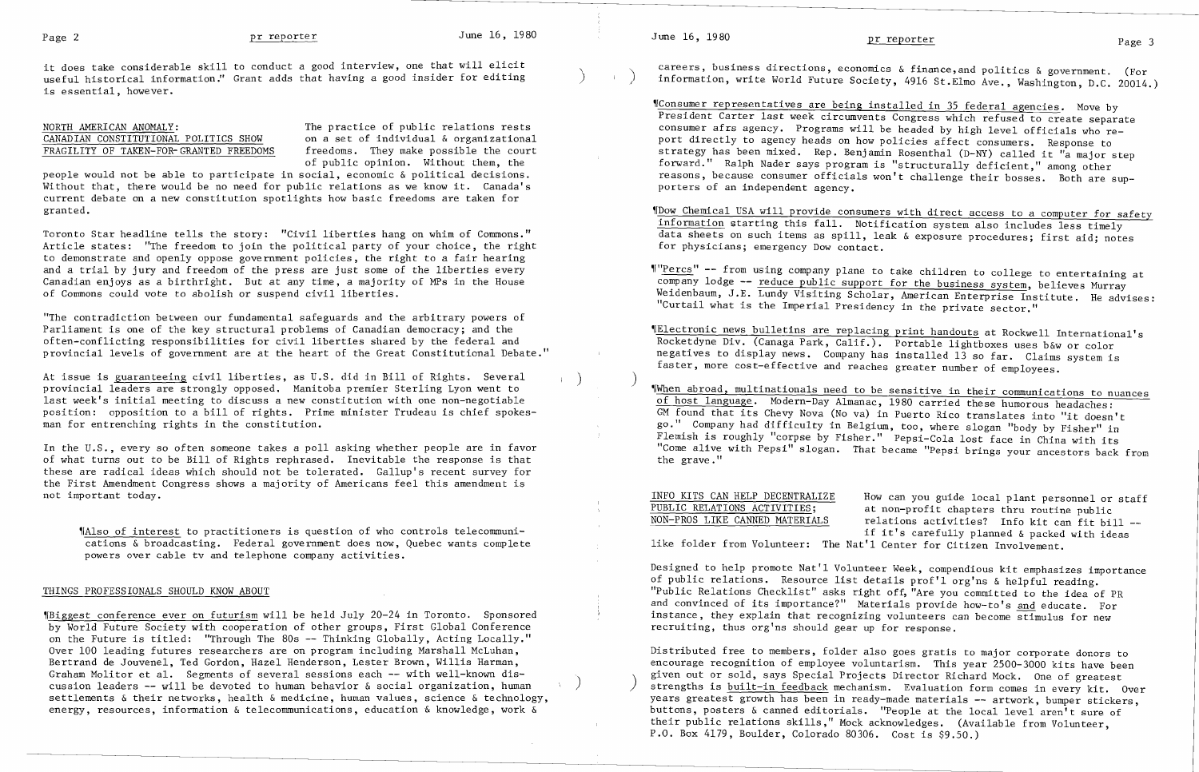it does take considerable skill to conduct a good interview, one that will elicit useful historical information." Grant adds that having a good insider for editing is essential, however.

NORTH AMERICAN ANOMALY:
CANADIAN CONSTITUTIONAL POLITICS SHOW
FRAGILITY OF TAKEN-FOR-GRANTED FREEDOMS

The practice of public relations rests on a set of individual & organizational freedoms. They make possible the court of public opinion. Without them, the people would not be able to participate in social, economic & political decisions. Without that, there would be no need for public relations as we know it. Canada's current debate on a new constitution spotlights how basic freedoms are taken for granted.

Toronto Star headline tells the story: "Civil liberties hang on whim of Commons." Article states: "The freedom to join the political party of your choice, the right to demonstrate and openly oppose government policies, the right to a fair hearing and a trial by jury and freedom of the press are just some of the liberties every Canadian enjoys as a birthright. But at any time, a majority of MPs in the House of Commons could vote to abolish or suspend civil liberties.

"The contradiction between our fundamental safeguards and the arbitrary powers of Parliament is one of the key structural problems of Canadian democracy; and the often-conflicting responsibilities for civil liberties shared by the federal and provincial levels of government are at the heart of the Great Constitutional Debate."

At issue is guaranteeing civil liberties, as U.S. did in Bill of Rights. Several provincial leaders are strongly opposed. Manitoba premier Sterling Lyon went to last week's initial meeting to discuss a new constitution with one non-negotiable position: opposition to a bill of rights. Prime minister Trudeau is chief spokesman for entrenching rights in the constitution.

In the U.S., every so often someone takes a poll asking whether people are in favor of what turns out to be Bill of Rights rephrased. Inevitable the response is that these are radical ideas which should not be tolerated. Gallup's recent survey for the First Amendment Congress shows a majority of Americans feel this amendment is not important today.

¶Also of interest to practitioners is question of who controls telecommunications & broadcasting. Federal government does now, Quebec wants complete powers over cable tv and telephone company activities.

## THINGS PROFESSIONALS SHOULD KNOW ABOUT

¶Biggest conference ever on futurism will be held July 20-24 in Toronto. Sponsored by World Future Society with cooperation of other groups, First Global Conference on the Future is titled: "Through The 80s -- Thinking Globally, Acting Locally." Over 100 leading futures researchers are on program including Marshall McLuhan, Bertrand de Jouvenel, Ted Gordon, Hazel Henderson, Lester Brown, Willis Harman, Graham Molitor et al. Segments of several sessions each -- with well-known discussion leaders -- will be devoted to human behavior & social organization, human settlements & their networks, health & medicine, human values, science & technology, energy, resources, information & telecommunications, education & knowledge, work & careers, business directions, economics & finance, and politics & government. (For information, write World Future Society, 4916 St.Elmo Ave., Washington, D.C. 20014.)

¶Consumer representatives are being installed in 35 federal agencies. Move by President Carter last week circumvents Congress which refused to create separate consumer afrs agency. Programs will be headed by high level officials who report directly to agency heads on how policies affect consumers. Response to strategy has been mixed. Rep. Benjamin Rosenthal (D-NY) called it "a major step forward." Ralph Nader says program is "structurally deficient," among other reasons, because consumer officials won't challenge their bosses. Both are supporters of an independent agency.

¶Dow Chemical USA will provide consumers with direct access to a computer for safety information starting this fall. Notification system also includes less timely data sheets on such items as spill, leak & exposure procedures; first aid; notes for physicians; emergency Dow contact.

¶"Percs" -- from using company plane to take children to college to entertaining at company lodge -- reduce public support for the business system, believes Murray Weidenbaum, J.E. Lundy Visiting Scholar, American Enterprise Institute. He advises: "Curtail what is the Imperial Presidency in the private sector."

¶Electronic news bulletins are replacing print handouts at Rockwell International's Rocketdyne Div. (Canaga Park, Calif.). Portable lightboxes uses b&w or color negatives to display news. Company has installed 13 so far. Claims system is faster, more cost-effective and reaches greater number of employees.

¶When abroad, multinationals need to be sensitive in their communications to nuances of host language. Modern-Day Almanac, 1980 carried these humorous headaches: GM found that its Chevy Nova (No va) in Puerto Rico translates into "it doesn't go." Company had difficulty in Belgium, too, where slogan "body by Fisher" in Flemish is roughly "corpse by Fisher." Pepsi-Cola lost face in China with its "Come alive with Pepsi" slogan. That became "Pepsi brings your ancestors back from the grave."

INFO KITS CAN HELP DECENTRALIZE
PUBLIC RELATIONS ACTIVITIES;
NON-PROS LIKE CANNED MATERIALS

How can you guide local plant personnel or staff at non-profit chapters thru routine public relations activities? Info kit can fit bill -- if it's carefully planned & packed with ideas like folder from Volunteer: The Nat'l Center for Citizen Involvement.

Designed to help promote Nat'l Volunteer Week, compendious kit emphasizes importance of public relations. Resource list details prof'l org'ns & helpful reading. "Public Relations Checklist" asks right off, "Are you committed to the idea of PR and convinced of its importance?" Materials provide how-to's and educate. For instance, they explain that recognizing volunteers can become stimulus for new recruiting, thus org'ns should gear up for response.

Distributed free to members, folder also goes gratis to major corporate donors to encourage recognition of employee voluntarism. This year 2500-3000 kits have been given out or sold, says Special Projects Director Richard Mock. One of greatest strengths is built-in feedback mechanism. Evaluation form comes in every kit. Over years greatest growth has been in ready-made materials -- artwork, bumper stickers, buttons, posters & canned editorials. "People at the local level aren't sure of their public relations skills," Mock acknowledges. (Available from Volunteer, P.O. Box 4179, Boulder, Colorado 80306. Cost is $9.50.)